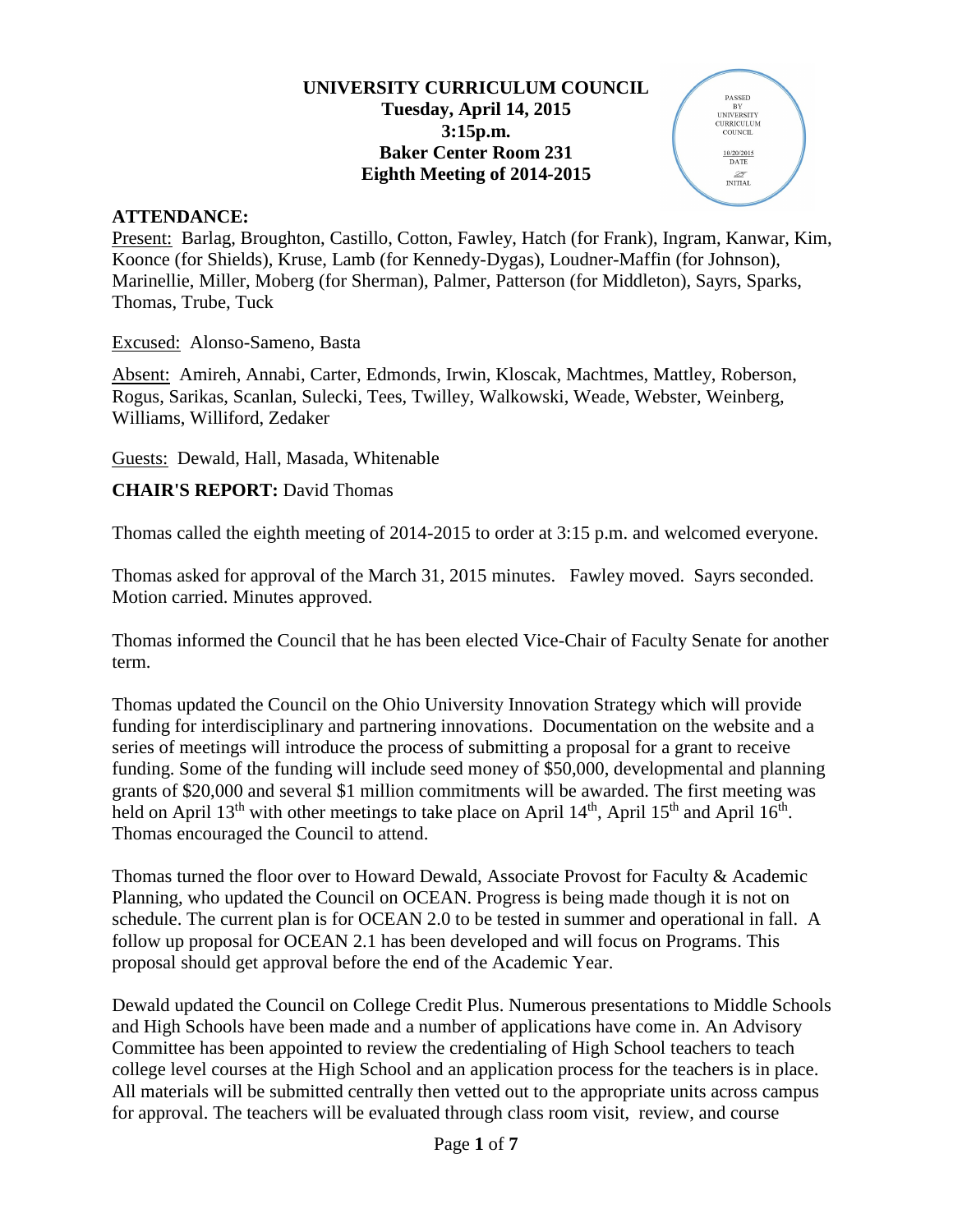# UNIVERSITY CURRICULUM COUNCIL
**Tuesday, April 14, 2015**
**3:15p.m.**
**Baker Center Room 231**
**Eighth Meeting of 2014-2015**

PASSED BY UNIVERSITY CURRICULUM COUNCIL
10/20/2015 DATE
INITIAL

## ATTENDANCE:

Present: Barlag, Broughton, Castillo, Cotton, Fawley, Hatch (for Frank), Ingram, Kanwar, Kim, Koonce (for Shields), Kruse, Lamb (for Kennedy-Dygas), Loudner-Maffin (for Johnson), Marinellie, Miller, Moberg (for Sherman), Palmer, Patterson (for Middleton), Sayrs, Sparks, Thomas, Trube, Tuck

Excused: Alonso-Sameno, Basta

Absent: Amireh, Annabi, Carter, Edmonds, Irwin, Kloscak, Machtmes, Mattley, Roberson, Rogus, Sarikas, Scanlan, Sulecki, Tees, Twilley, Walkowski, Weade, Webster, Weinberg, Williams, Williford, Zedaker

Guests: Dewald, Hall, Masada, Whitenable

## CHAIR'S REPORT: David Thomas

Thomas called the eighth meeting of 2014-2015 to order at 3:15 p.m. and welcomed everyone.

Thomas asked for approval of the March 31, 2015 minutes. Fawley moved. Sayrs seconded. Motion carried. Minutes approved.

Thomas informed the Council that he has been elected Vice-Chair of Faculty Senate for another term.

Thomas updated the Council on the Ohio University Innovation Strategy which will provide funding for interdisciplinary and partnering innovations. Documentation on the website and a series of meetings will introduce the process of submitting a proposal for a grant to receive funding. Some of the funding will include seed money of $50,000, developmental and planning grants of $20,000 and several $1 million commitments will be awarded. The first meeting was held on April 13th with other meetings to take place on April 14th, April 15th and April 16th. Thomas encouraged the Council to attend.

Thomas turned the floor over to Howard Dewald, Associate Provost for Faculty & Academic Planning, who updated the Council on OCEAN. Progress is being made though it is not on schedule. The current plan is for OCEAN 2.0 to be tested in summer and operational in fall. A follow up proposal for OCEAN 2.1 has been developed and will focus on Programs. This proposal should get approval before the end of the Academic Year.

Dewald updated the Council on College Credit Plus. Numerous presentations to Middle Schools and High Schools have been made and a number of applications have come in. An Advisory Committee has been appointed to review the credentialing of High School teachers to teach college level courses at the High School and an application process for the teachers is in place. All materials will be submitted centrally then vetted out to the appropriate units across campus for approval. The teachers will be evaluated through class room visit, review, and course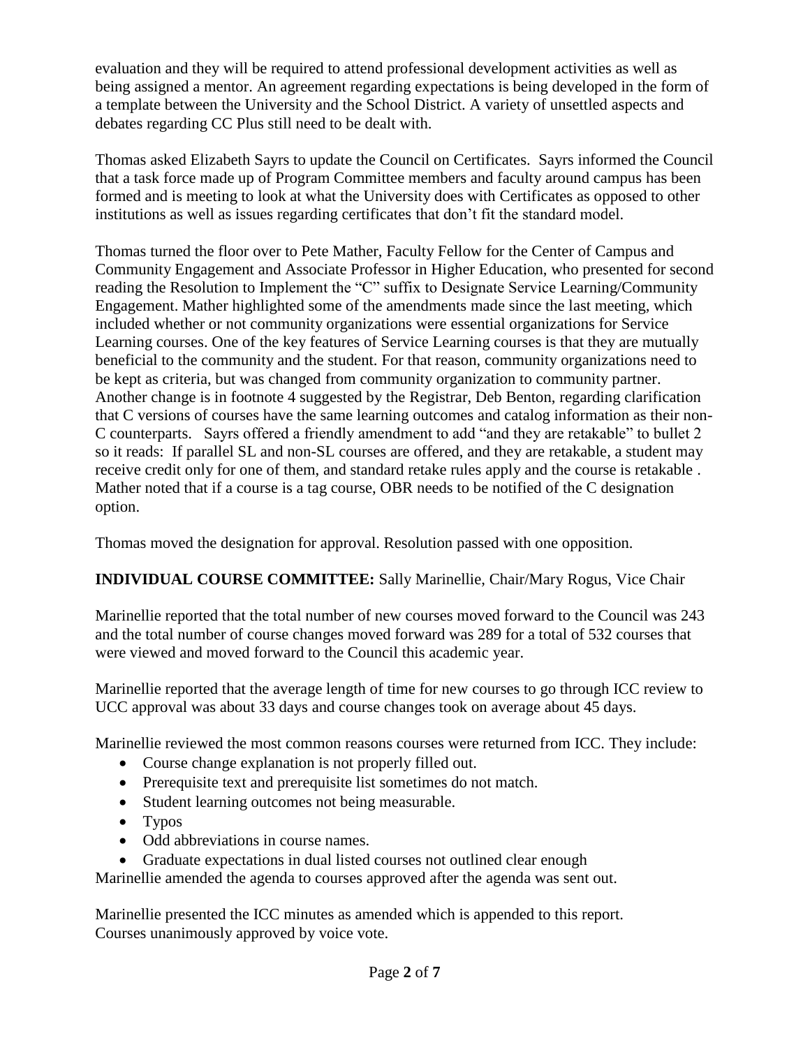evaluation and they will be required to attend professional development activities as well as being assigned a mentor. An agreement regarding expectations is being developed in the form of a template between the University and the School District. A variety of unsettled aspects and debates regarding CC Plus still need to be dealt with.

Thomas asked Elizabeth Sayrs to update the Council on Certificates. Sayrs informed the Council that a task force made up of Program Committee members and faculty around campus has been formed and is meeting to look at what the University does with Certificates as opposed to other institutions as well as issues regarding certificates that don't fit the standard model.

Thomas turned the floor over to Pete Mather, Faculty Fellow for the Center of Campus and Community Engagement and Associate Professor in Higher Education, who presented for second reading the Resolution to Implement the "C" suffix to Designate Service Learning/Community Engagement. Mather highlighted some of the amendments made since the last meeting, which included whether or not community organizations were essential organizations for Service Learning courses. One of the key features of Service Learning courses is that they are mutually beneficial to the community and the student. For that reason, community organizations need to be kept as criteria, but was changed from community organization to community partner. Another change is in footnote 4 suggested by the Registrar, Deb Benton, regarding clarification that C versions of courses have the same learning outcomes and catalog information as their non-C counterparts. Sayrs offered a friendly amendment to add "and they are retakable" to bullet 2 so it reads: If parallel SL and non-SL courses are offered, and they are retakable, a student may receive credit only for one of them, and standard retake rules apply and the course is retakable . Mather noted that if a course is a tag course, OBR needs to be notified of the C designation option.

Thomas moved the designation for approval. Resolution passed with one opposition.

**INDIVIDUAL COURSE COMMITTEE:** Sally Marinellie, Chair/Mary Rogus, Vice Chair

Marinellie reported that the total number of new courses moved forward to the Council was 243 and the total number of course changes moved forward was 289 for a total of 532 courses that were viewed and moved forward to the Council this academic year.

Marinellie reported that the average length of time for new courses to go through ICC review to UCC approval was about 33 days and course changes took on average about 45 days.

Marinellie reviewed the most common reasons courses were returned from ICC. They include:

- Course change explanation is not properly filled out.
- Prerequisite text and prerequisite list sometimes do not match.
- Student learning outcomes not being measurable.
- Typos
- Odd abbreviations in course names.
- Graduate expectations in dual listed courses not outlined clear enough

Marinellie amended the agenda to courses approved after the agenda was sent out.

Marinellie presented the ICC minutes as amended which is appended to this report.
Courses unanimously approved by voice vote.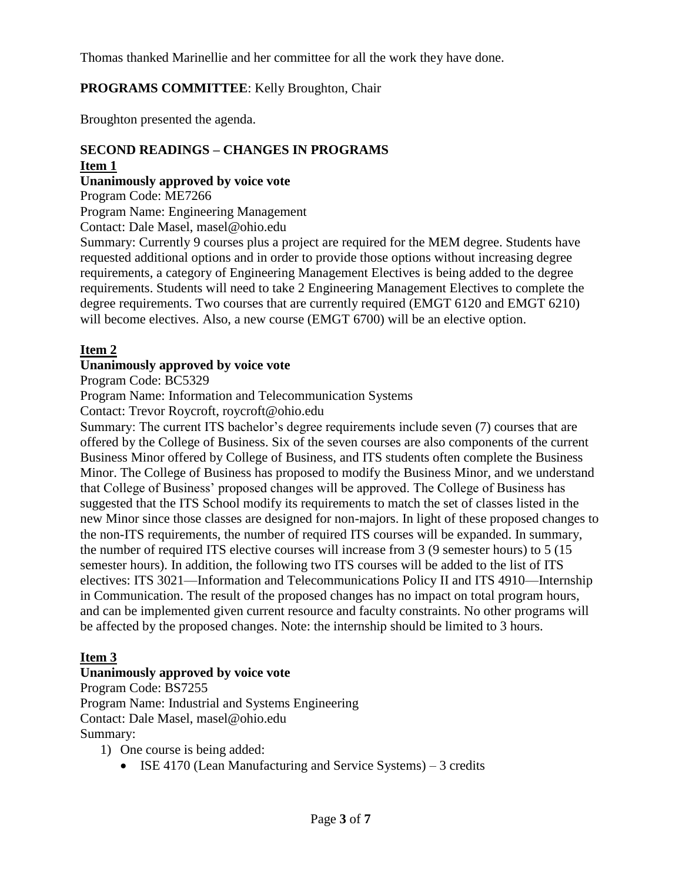Thomas thanked Marinellie and her committee for all the work they have done.

**PROGRAMS COMMITTEE**: Kelly Broughton, Chair

Broughton presented the agenda.

## SECOND READINGS – CHANGES IN PROGRAMS

### Item 1

**Unanimously approved by voice vote**

Program Code: ME7266

Program Name: Engineering Management

Contact: Dale Masel, masel@ohio.edu

Summary: Currently 9 courses plus a project are required for the MEM degree. Students have requested additional options and in order to provide those options without increasing degree requirements, a category of Engineering Management Electives is being added to the degree requirements. Students will need to take 2 Engineering Management Electives to complete the degree requirements. Two courses that are currently required (EMGT 6120 and EMGT 6210) will become electives. Also, a new course (EMGT 6700) will be an elective option.

### Item 2

**Unanimously approved by voice vote**

Program Code: BC5329

Program Name: Information and Telecommunication Systems

Contact: Trevor Roycroft, roycroft@ohio.edu

Summary: The current ITS bachelor's degree requirements include seven (7) courses that are offered by the College of Business. Six of the seven courses are also components of the current Business Minor offered by College of Business, and ITS students often complete the Business Minor. The College of Business has proposed to modify the Business Minor, and we understand that College of Business' proposed changes will be approved. The College of Business has suggested that the ITS School modify its requirements to match the set of classes listed in the new Minor since those classes are designed for non-majors. In light of these proposed changes to the non-ITS requirements, the number of required ITS courses will be expanded. In summary, the number of required ITS elective courses will increase from 3 (9 semester hours) to 5 (15 semester hours). In addition, the following two ITS courses will be added to the list of ITS electives: ITS 3021—Information and Telecommunications Policy II and ITS 4910—Internship in Communication. The result of the proposed changes has no impact on total program hours, and can be implemented given current resource and faculty constraints. No other programs will be affected by the proposed changes. Note: the internship should be limited to 3 hours.

### Item 3

**Unanimously approved by voice vote**

Program Code: BS7255

Program Name: Industrial and Systems Engineering

Contact: Dale Masel, masel@ohio.edu

Summary:

1) One course is being added:
   - ISE 4170 (Lean Manufacturing and Service Systems) – 3 credits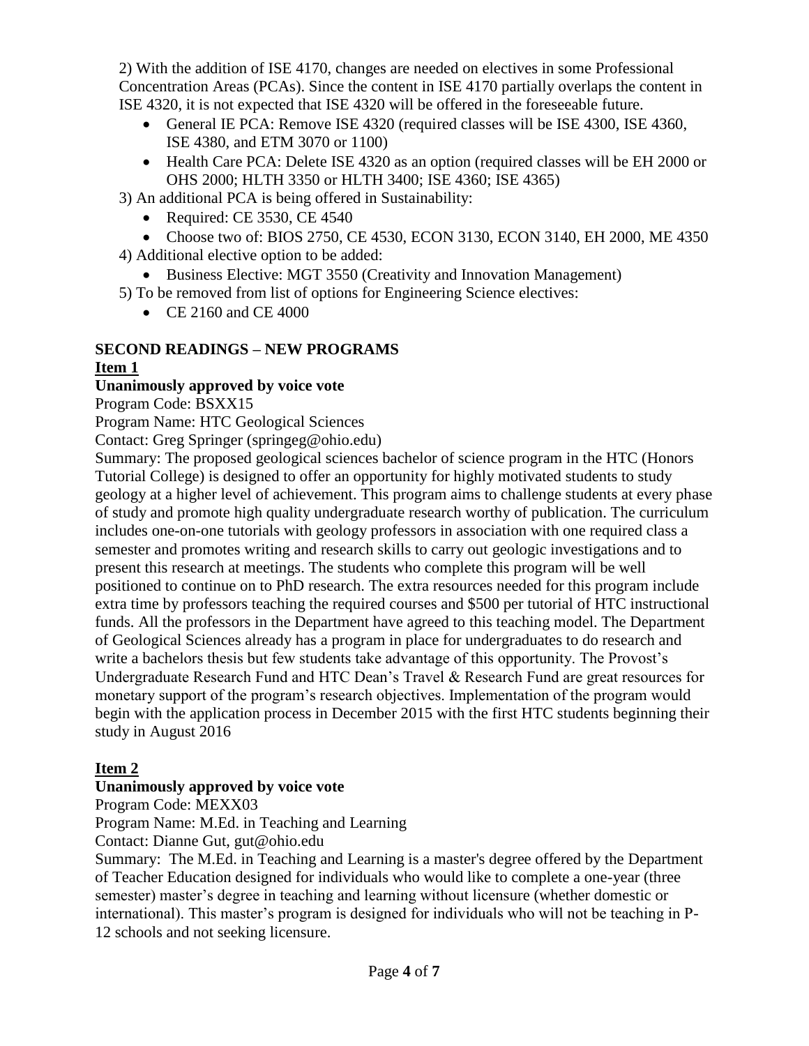2) With the addition of ISE 4170, changes are needed on electives in some Professional Concentration Areas (PCAs). Since the content in ISE 4170 partially overlaps the content in ISE 4320, it is not expected that ISE 4320 will be offered in the foreseeable future.

- General IE PCA: Remove ISE 4320 (required classes will be ISE 4300, ISE 4360, ISE 4380, and ETM 3070 or 1100)
- Health Care PCA: Delete ISE 4320 as an option (required classes will be EH 2000 or OHS 2000; HLTH 3350 or HLTH 3400; ISE 4360; ISE 4365)

3) An additional PCA is being offered in Sustainability:

- Required: CE 3530, CE 4540
- Choose two of: BIOS 2750, CE 4530, ECON 3130, ECON 3140, EH 2000, ME 4350

4) Additional elective option to be added:

- Business Elective: MGT 3550 (Creativity and Innovation Management)

5) To be removed from list of options for Engineering Science electives:

- CE 2160 and CE 4000

**SECOND READINGS – NEW PROGRAMS**

**Item 1**

**Unanimously approved by voice vote**

Program Code: BSXX15

Program Name: HTC Geological Sciences

Contact: Greg Springer (springeg@ohio.edu)

Summary: The proposed geological sciences bachelor of science program in the HTC (Honors Tutorial College) is designed to offer an opportunity for highly motivated students to study geology at a higher level of achievement. This program aims to challenge students at every phase of study and promote high quality undergraduate research worthy of publication. The curriculum includes one-on-one tutorials with geology professors in association with one required class a semester and promotes writing and research skills to carry out geologic investigations and to present this research at meetings. The students who complete this program will be well positioned to continue on to PhD research. The extra resources needed for this program include extra time by professors teaching the required courses and $500 per tutorial of HTC instructional funds. All the professors in the Department have agreed to this teaching model. The Department of Geological Sciences already has a program in place for undergraduates to do research and write a bachelors thesis but few students take advantage of this opportunity. The Provost's Undergraduate Research Fund and HTC Dean's Travel & Research Fund are great resources for monetary support of the program's research objectives. Implementation of the program would begin with the application process in December 2015 with the first HTC students beginning their study in August 2016

**Item 2**

**Unanimously approved by voice vote**

Program Code: MEXX03

Program Name: M.Ed. in Teaching and Learning

Contact: Dianne Gut, gut@ohio.edu

Summary: The M.Ed. in Teaching and Learning is a master's degree offered by the Department of Teacher Education designed for individuals who would like to complete a one-year (three semester) master's degree in teaching and learning without licensure (whether domestic or international). This master's program is designed for individuals who will not be teaching in P-12 schools and not seeking licensure.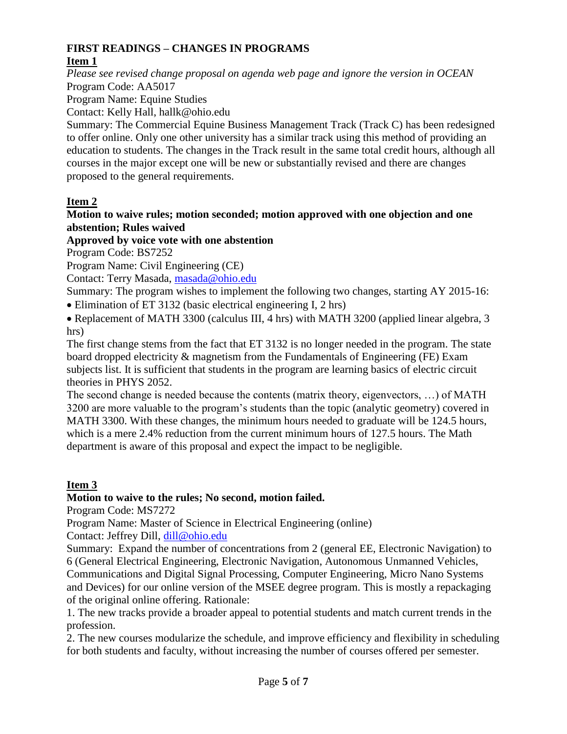## FIRST READINGS – CHANGES IN PROGRAMS

**Item 1**

*Please see revised change proposal on agenda web page and ignore the version in OCEAN*

Program Code: AA5017

Program Name: Equine Studies

Contact: Kelly Hall, hallk@ohio.edu

Summary: The Commercial Equine Business Management Track (Track C) has been redesigned to offer online. Only one other university has a similar track using this method of providing an education to students. The changes in the Track result in the same total credit hours, although all courses in the major except one will be new or substantially revised and there are changes proposed to the general requirements.

**Item 2**

**Motion to waive rules; motion seconded; motion approved with one objection and one abstention; Rules waived**

**Approved by voice vote with one abstention**

Program Code: BS7252

Program Name: Civil Engineering (CE)

Contact: Terry Masada, masada@ohio.edu

Summary: The program wishes to implement the following two changes, starting AY 2015-16:

- Elimination of ET 3132 (basic electrical engineering I, 2 hrs)
- Replacement of MATH 3300 (calculus III, 4 hrs) with MATH 3200 (applied linear algebra, 3 hrs)

The first change stems from the fact that ET 3132 is no longer needed in the program. The state board dropped electricity & magnetism from the Fundamentals of Engineering (FE) Exam subjects list. It is sufficient that students in the program are learning basics of electric circuit theories in PHYS 2052.

The second change is needed because the contents (matrix theory, eigenvectors, …) of MATH 3200 are more valuable to the program's students than the topic (analytic geometry) covered in MATH 3300. With these changes, the minimum hours needed to graduate will be 124.5 hours, which is a mere 2.4% reduction from the current minimum hours of 127.5 hours. The Math department is aware of this proposal and expect the impact to be negligible.

**Item 3**

**Motion to waive to the rules; No second, motion failed.**

Program Code: MS7272

Program Name: Master of Science in Electrical Engineering (online)

Contact: Jeffrey Dill, dill@ohio.edu

Summary: Expand the number of concentrations from 2 (general EE, Electronic Navigation) to 6 (General Electrical Engineering, Electronic Navigation, Autonomous Unmanned Vehicles, Communications and Digital Signal Processing, Computer Engineering, Micro Nano Systems and Devices) for our online version of the MSEE degree program. This is mostly a repackaging of the original online offering. Rationale:

1. The new tracks provide a broader appeal to potential students and match current trends in the profession.
2. The new courses modularize the schedule, and improve efficiency and flexibility in scheduling for both students and faculty, without increasing the number of courses offered per semester.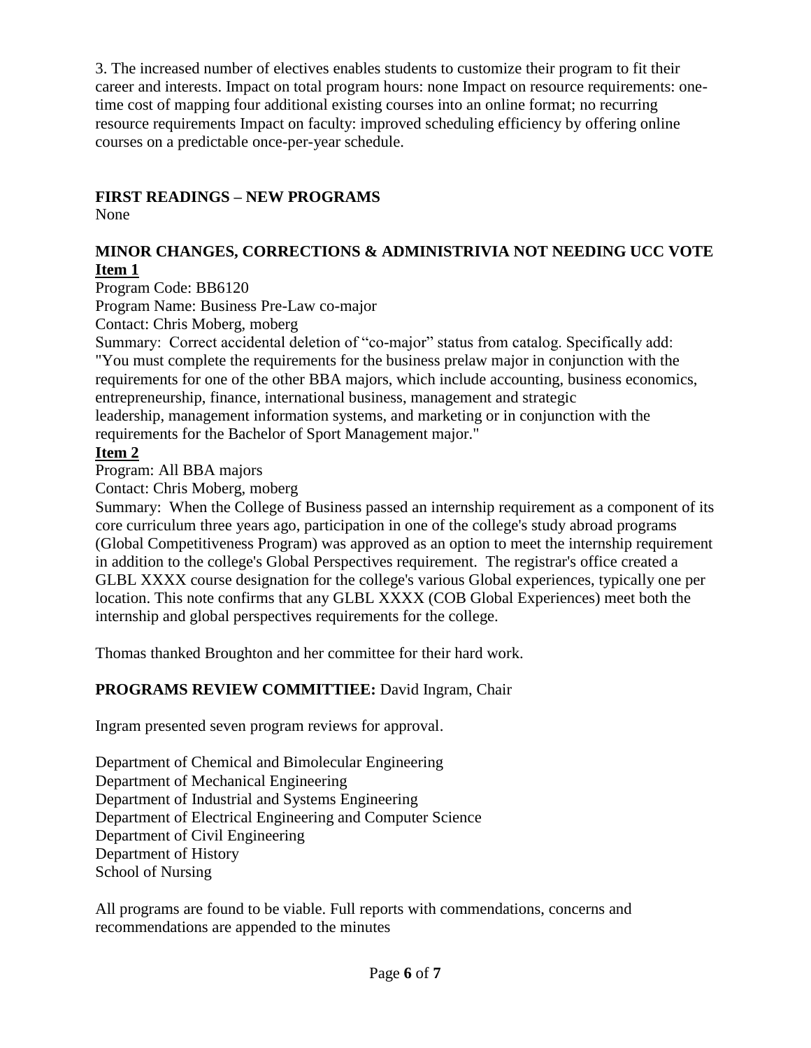3. The increased number of electives enables students to customize their program to fit their career and interests. Impact on total program hours: none Impact on resource requirements: one-time cost of mapping four additional existing courses into an online format; no recurring resource requirements Impact on faculty: improved scheduling efficiency by offering online courses on a predictable once-per-year schedule.

**FIRST READINGS – NEW PROGRAMS**

None

**MINOR CHANGES, CORRECTIONS & ADMINISTRIVIA NOT NEEDING UCC VOTE**

**Item 1**

Program Code: BB6120
Program Name: Business Pre-Law co-major
Contact: Chris Moberg, moberg
Summary: Correct accidental deletion of "co-major" status from catalog. Specifically add: "You must complete the requirements for the business prelaw major in conjunction with the requirements for one of the other BBA majors, which include accounting, business economics, entrepreneurship, finance, international business, management and strategic leadership, management information systems, and marketing or in conjunction with the requirements for the Bachelor of Sport Management major."

**Item 2**

Program: All BBA majors
Contact: Chris Moberg, moberg
Summary: When the College of Business passed an internship requirement as a component of its core curriculum three years ago, participation in one of the college's study abroad programs (Global Competitiveness Program) was approved as an option to meet the internship requirement in addition to the college's Global Perspectives requirement. The registrar's office created a GLBL XXXX course designation for the college's various Global experiences, typically one per location. This note confirms that any GLBL XXXX (COB Global Experiences) meet both the internship and global perspectives requirements for the college.

Thomas thanked Broughton and her committee for their hard work.

**PROGRAMS REVIEW COMMITTIEE:** David Ingram, Chair

Ingram presented seven program reviews for approval.

Department of Chemical and Bimolecular Engineering
Department of Mechanical Engineering
Department of Industrial and Systems Engineering
Department of Electrical Engineering and Computer Science
Department of Civil Engineering
Department of History
School of Nursing

All programs are found to be viable. Full reports with commendations, concerns and recommendations are appended to the minutes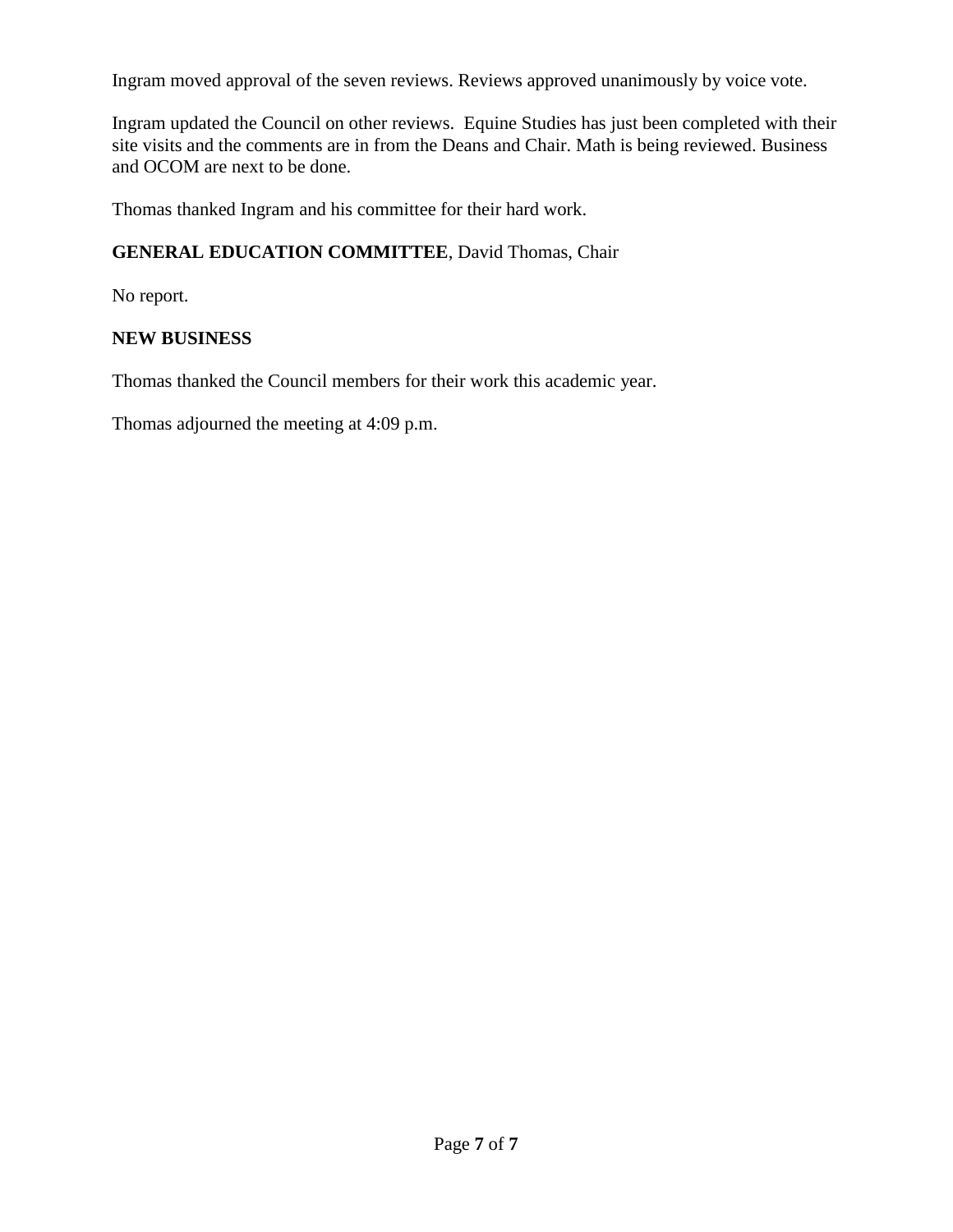Ingram moved approval of the seven reviews. Reviews approved unanimously by voice vote.

Ingram updated the Council on other reviews.  Equine Studies has just been completed with their site visits and the comments are in from the Deans and Chair. Math is being reviewed. Business and OCOM are next to be done.

Thomas thanked Ingram and his committee for their hard work.

**GENERAL EDUCATION COMMITTEE**, David Thomas, Chair

No report.

**NEW BUSINESS**

Thomas thanked the Council members for their work this academic year.

Thomas adjourned the meeting at 4:09 p.m.